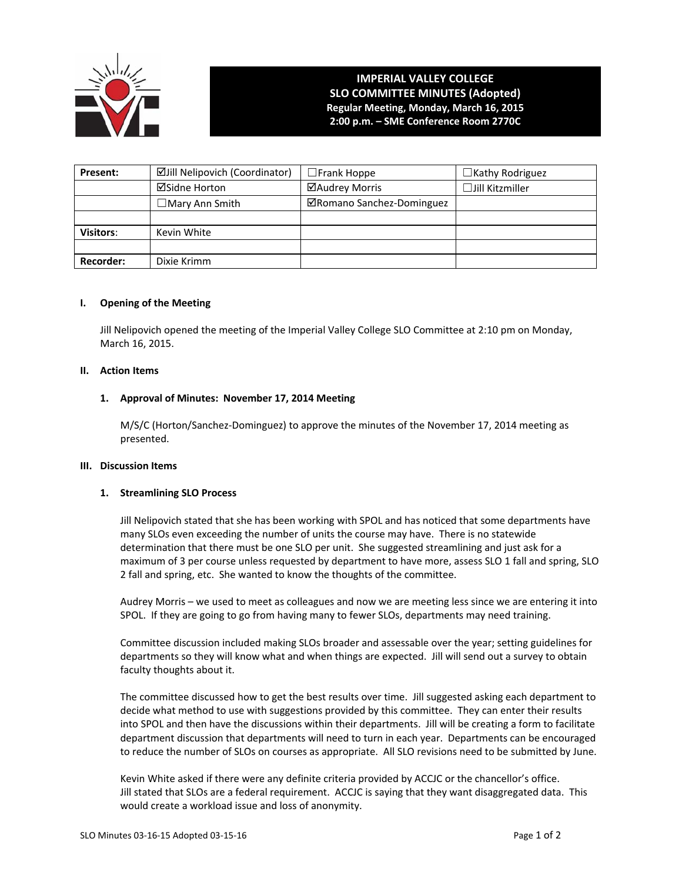**IMPERIAL VALLEY COLLEGE**
**SLO COMMITTEE MINUTES (Adopted)**
**Regular Meeting, Monday, March 16, 2015**
**2:00 p.m. – SME Conference Room 2770C**

| **Present:** | ☑Jill Nelipovich (Coordinator) | ☐Frank Hoppe | ☐Kathy Rodriguez |
|---|---|---|---|
| | ☑Sidne Horton | ☑Audrey Morris | ☐Jill Kitzmiller |
| | ☐Mary Ann Smith | ☑Romano Sanchez-Dominguez | |
| | | | |
| **Visitors**: | Kevin White | | |
| | | | |
| **Recorder:** | Dixie Krimm | | |

## I. Opening of the Meeting

Jill Nelipovich opened the meeting of the Imperial Valley College SLO Committee at 2:10 pm on Monday, March 16, 2015.

## II. Action Items

### 1. Approval of Minutes: November 17, 2014 Meeting

M/S/C (Horton/Sanchez-Dominguez) to approve the minutes of the November 17, 2014 meeting as presented.

## III. Discussion Items

### 1. Streamlining SLO Process

Jill Nelipovich stated that she has been working with SPOL and has noticed that some departments have many SLOs even exceeding the number of units the course may have. There is no statewide determination that there must be one SLO per unit. She suggested streamlining and just ask for a maximum of 3 per course unless requested by department to have more, assess SLO 1 fall and spring, SLO 2 fall and spring, etc. She wanted to know the thoughts of the committee.

Audrey Morris – we used to meet as colleagues and now we are meeting less since we are entering it into SPOL. If they are going to go from having many to fewer SLOs, departments may need training.

Committee discussion included making SLOs broader and assessable over the year; setting guidelines for departments so they will know what and when things are expected. Jill will send out a survey to obtain faculty thoughts about it.

The committee discussed how to get the best results over time. Jill suggested asking each department to decide what method to use with suggestions provided by this committee. They can enter their results into SPOL and then have the discussions within their departments. Jill will be creating a form to facilitate department discussion that departments will need to turn in each year. Departments can be encouraged to reduce the number of SLOs on courses as appropriate. All SLO revisions need to be submitted by June.

Kevin White asked if there were any definite criteria provided by ACCJC or the chancellor's office. Jill stated that SLOs are a federal requirement. ACCJC is saying that they want disaggregated data. This would create a workload issue and loss of anonymity.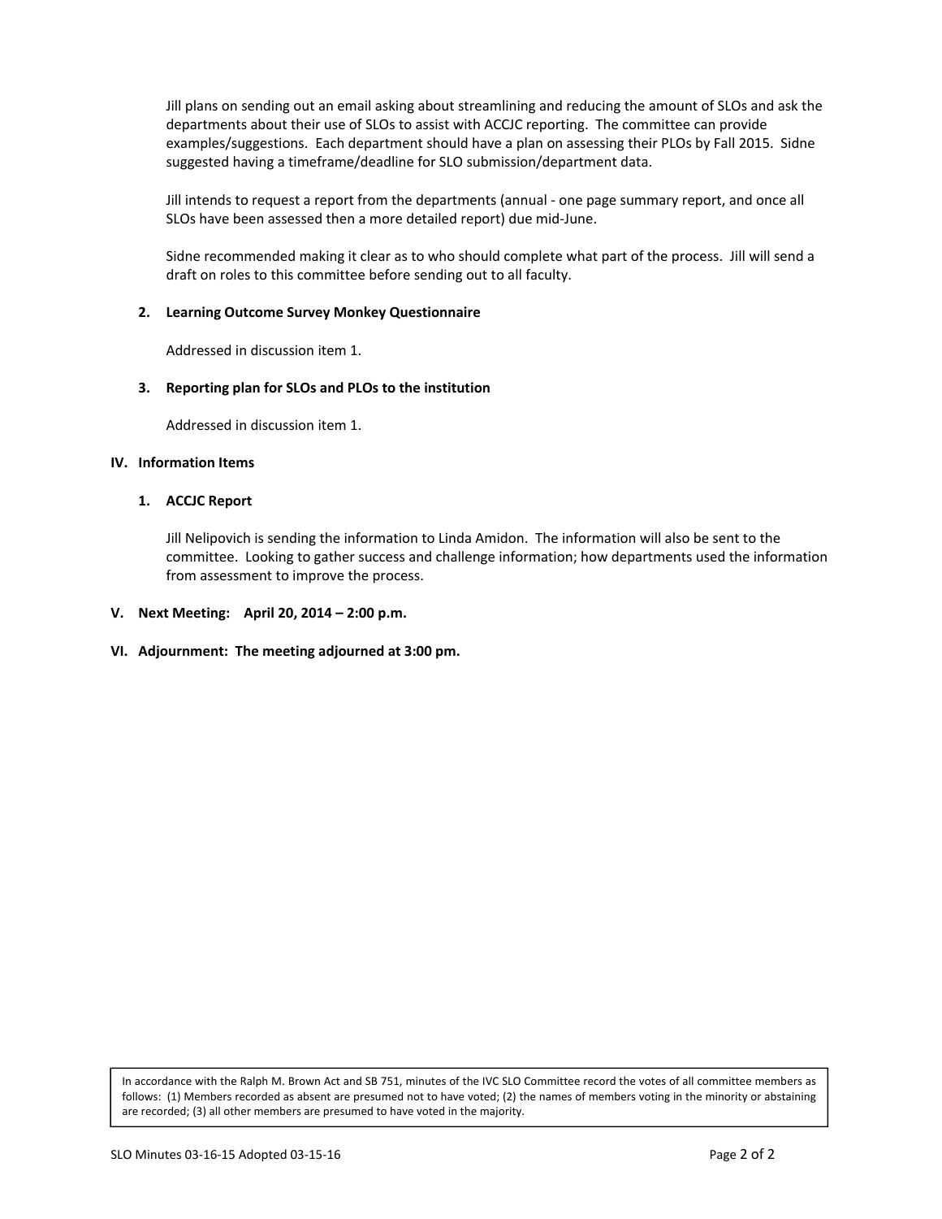Jill plans on sending out an email asking about streamlining and reducing the amount of SLOs and ask the departments about their use of SLOs to assist with ACCJC reporting. The committee can provide examples/suggestions. Each department should have a plan on assessing their PLOs by Fall 2015. Sidne suggested having a timeframe/deadline for SLO submission/department data.

Jill intends to request a report from the departments (annual - one page summary report, and once all SLOs have been assessed then a more detailed report) due mid-June.

Sidne recommended making it clear as to who should complete what part of the process. Jill will send a draft on roles to this committee before sending out to all faculty.

**2. Learning Outcome Survey Monkey Questionnaire**

Addressed in discussion item 1.

**3. Reporting plan for SLOs and PLOs to the institution**

Addressed in discussion item 1.

## IV. Information Items

**1. ACCJC Report**

Jill Nelipovich is sending the information to Linda Amidon. The information will also be sent to the committee. Looking to gather success and challenge information; how departments used the information from assessment to improve the process.

## V. Next Meeting: April 20, 2014 – 2:00 p.m.

## VI. Adjournment: The meeting adjourned at 3:00 pm.

In accordance with the Ralph M. Brown Act and SB 751, minutes of the IVC SLO Committee record the votes of all committee members as follows: (1) Members recorded as absent are presumed not to have voted; (2) the names of members voting in the minority or abstaining are recorded; (3) all other members are presumed to have voted in the majority.

SLO Minutes 03-16-15 Adopted 03-15-16